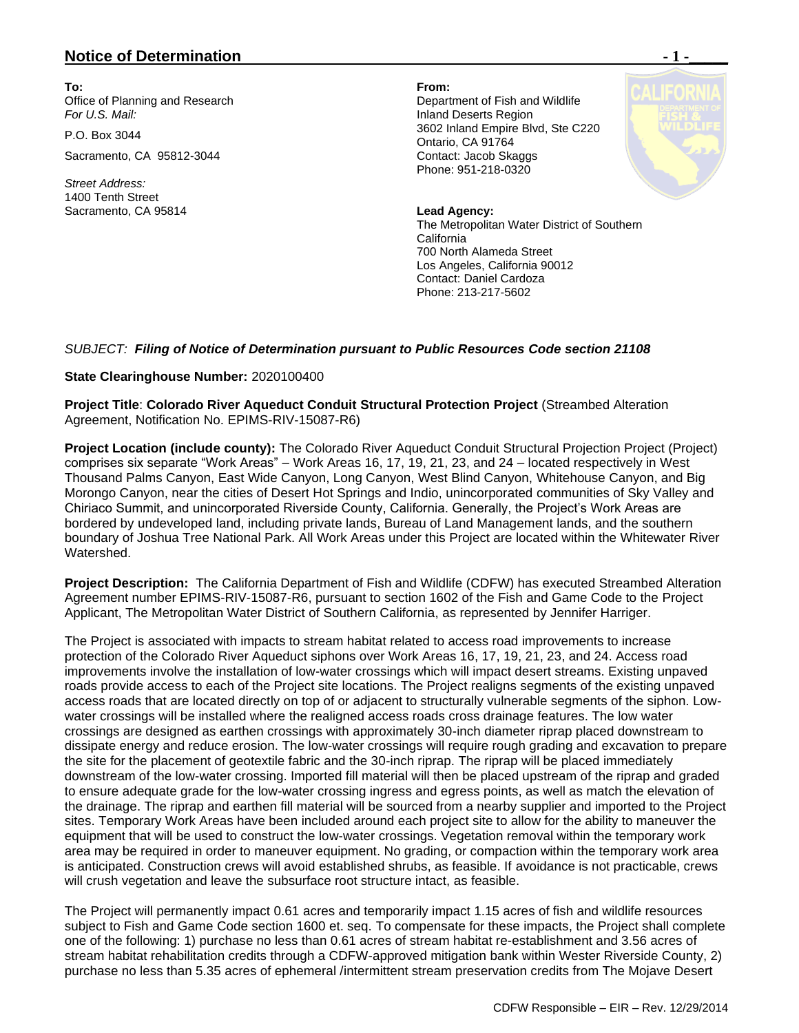## Notice of Determination

**To:**
Office of Planning and Research
*For U.S. Mail:*

P.O. Box 3044

Sacramento, CA 95812-3044

*Street Address:*
1400 Tenth Street
Sacramento, CA 95814

**From:**
Department of Fish and Wildlife
Inland Deserts Region
3602 Inland Empire Blvd, Ste C220
Ontario, CA 91764
Contact: Jacob Skaggs
Phone: 951-218-0320

**Lead Agency:**
The Metropolitan Water District of Southern California
700 North Alameda Street
Los Angeles, California 90012
Contact: Daniel Cardoza
Phone: 213-217-5602

*SUBJECT: **Filing of Notice of Determination pursuant to Public Resources Code section 21108***

**State Clearinghouse Number:** 2020100400

**Project Title**: **Colorado River Aqueduct Conduit Structural Protection Project** (Streambed Alteration Agreement, Notification No. EPIMS-RIV-15087-R6)

**Project Location (include county):** The Colorado River Aqueduct Conduit Structural Projection Project (Project) comprises six separate "Work Areas" – Work Areas 16, 17, 19, 21, 23, and 24 – located respectively in West Thousand Palms Canyon, East Wide Canyon, Long Canyon, West Blind Canyon, Whitehouse Canyon, and Big Morongo Canyon, near the cities of Desert Hot Springs and Indio, unincorporated communities of Sky Valley and Chiriaco Summit, and unincorporated Riverside County, California. Generally, the Project's Work Areas are bordered by undeveloped land, including private lands, Bureau of Land Management lands, and the southern boundary of Joshua Tree National Park. All Work Areas under this Project are located within the Whitewater River Watershed.

**Project Description:** The California Department of Fish and Wildlife (CDFW) has executed Streambed Alteration Agreement number EPIMS-RIV-15087-R6, pursuant to section 1602 of the Fish and Game Code to the Project Applicant, The Metropolitan Water District of Southern California, as represented by Jennifer Harriger.

The Project is associated with impacts to stream habitat related to access road improvements to increase protection of the Colorado River Aqueduct siphons over Work Areas 16, 17, 19, 21, 23, and 24. Access road improvements involve the installation of low-water crossings which will impact desert streams. Existing unpaved roads provide access to each of the Project site locations. The Project realigns segments of the existing unpaved access roads that are located directly on top of or adjacent to structurally vulnerable segments of the siphon. Low-water crossings will be installed where the realigned access roads cross drainage features. The low water crossings are designed as earthen crossings with approximately 30-inch diameter riprap placed downstream to dissipate energy and reduce erosion. The low-water crossings will require rough grading and excavation to prepare the site for the placement of geotextile fabric and the 30-inch riprap. The riprap will be placed immediately downstream of the low-water crossing. Imported fill material will then be placed upstream of the riprap and graded to ensure adequate grade for the low-water crossing ingress and egress points, as well as match the elevation of the drainage. The riprap and earthen fill material will be sourced from a nearby supplier and imported to the Project sites. Temporary Work Areas have been included around each project site to allow for the ability to maneuver the equipment that will be used to construct the low-water crossings. Vegetation removal within the temporary work area may be required in order to maneuver equipment. No grading, or compaction within the temporary work area is anticipated. Construction crews will avoid established shrubs, as feasible. If avoidance is not practicable, crews will crush vegetation and leave the subsurface root structure intact, as feasible.

The Project will permanently impact 0.61 acres and temporarily impact 1.15 acres of fish and wildlife resources subject to Fish and Game Code section 1600 et. seq. To compensate for these impacts, the Project shall complete one of the following: 1) purchase no less than 0.61 acres of stream habitat re-establishment and 3.56 acres of stream habitat rehabilitation credits through a CDFW-approved mitigation bank within Wester Riverside County, 2) purchase no less than 5.35 acres of ephemeral /intermittent stream preservation credits from The Mojave Desert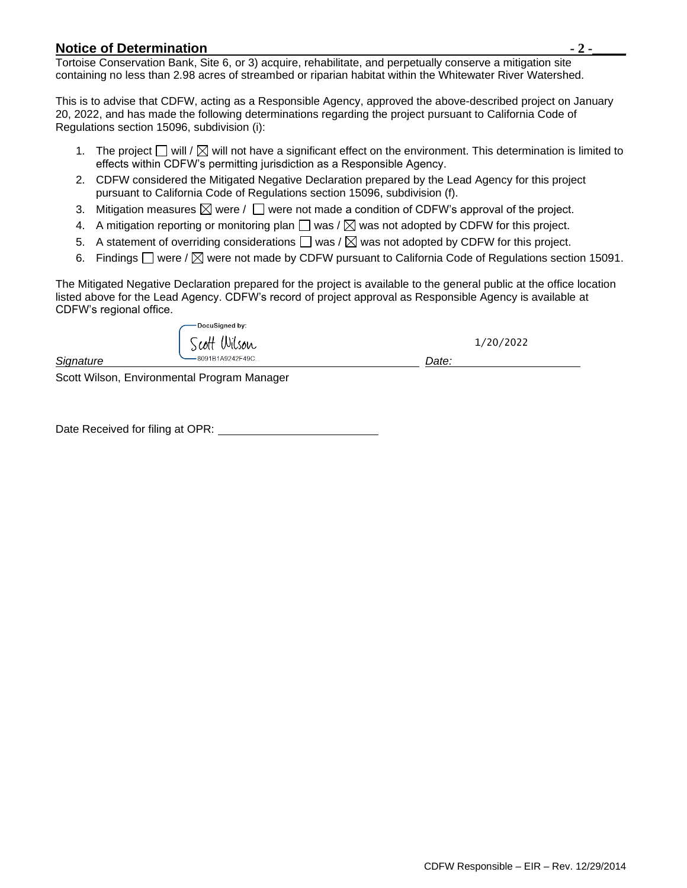## Notice of Determination

Tortoise Conservation Bank, Site 6, or 3) acquire, rehabilitate, and perpetually conserve a mitigation site containing no less than 2.98 acres of streambed or riparian habitat within the Whitewater River Watershed.

This is to advise that CDFW, acting as a Responsible Agency, approved the above-described project on January 20, 2022, and has made the following determinations regarding the project pursuant to California Code of Regulations section 15096, subdivision (i):

1. The project ☐ will / ☒ will not have a significant effect on the environment. This determination is limited to effects within CDFW's permitting jurisdiction as a Responsible Agency.
2. CDFW considered the Mitigated Negative Declaration prepared by the Lead Agency for this project pursuant to California Code of Regulations section 15096, subdivision (f).
3. Mitigation measures ☒ were / ☐ were not made a condition of CDFW's approval of the project.
4. A mitigation reporting or monitoring plan ☐ was / ☒ was not adopted by CDFW for this project.
5. A statement of overriding considerations ☐ was / ☒ was not adopted by CDFW for this project.
6. Findings ☐ were / ☒ were not made by CDFW pursuant to California Code of Regulations section 15091.

The Mitigated Negative Declaration prepared for the project is available to the general public at the office location listed above for the Lead Agency. CDFW's record of project approval as Responsible Agency is available at CDFW's regional office.

DocuSigned by: Scott Wilson 8091B1A9242F49C...

*Signature* *Date:* 1/20/2022

Scott Wilson, Environmental Program Manager

Date Received for filing at OPR: ____________________

CDFW Responsible – EIR – Rev. 12/29/2014